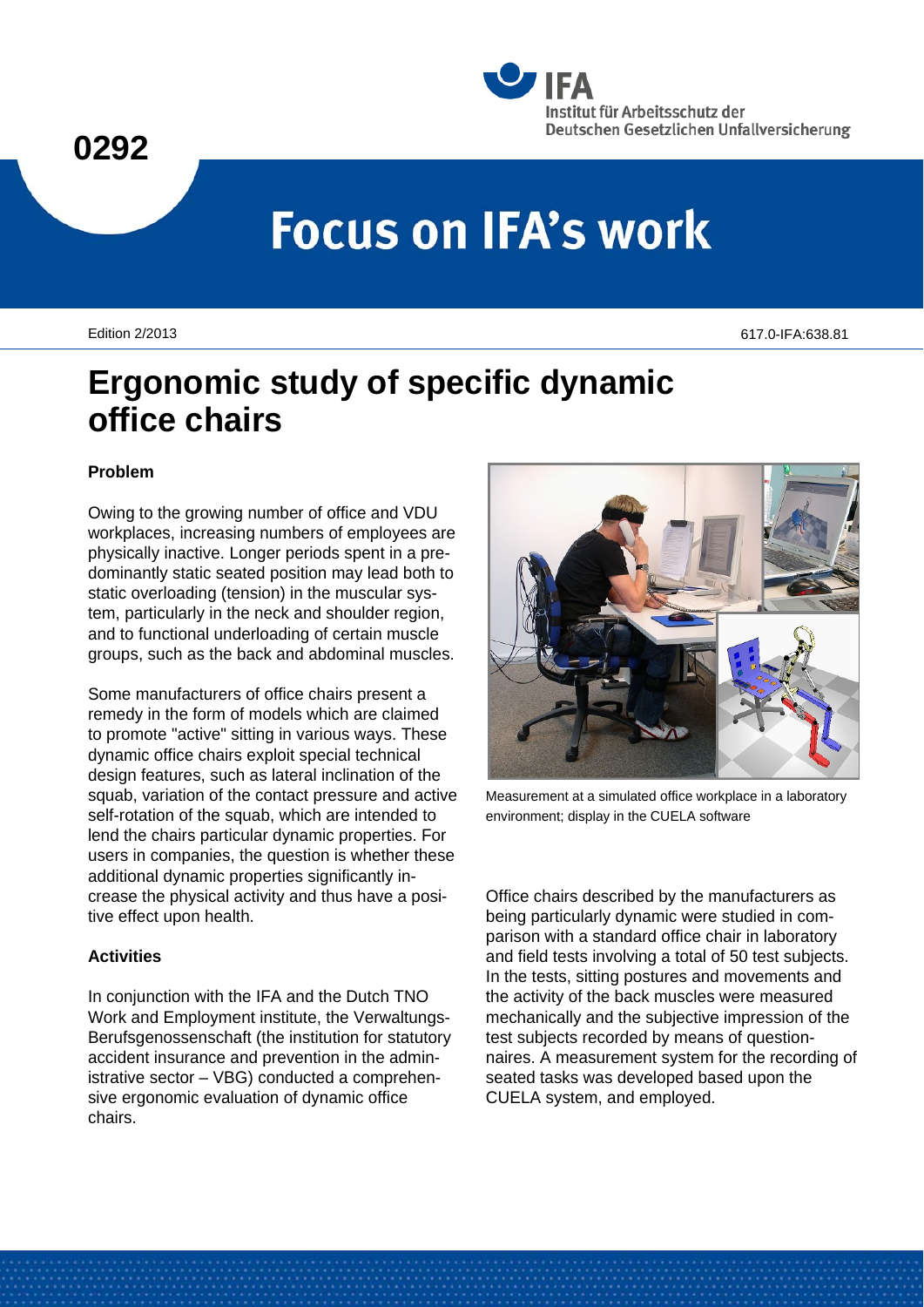0292

Institut für Arbeitsschutz der Deutschen Gesetzlichen Unfallversicherung

# Focus on IFA's work

Edition 2/2013

617.0-IFA:638.81

## Ergonomic study of specific dynamic office chairs

### Problem

Owing to the growing number of office and VDU workplaces, increasing numbers of employees are physically inactive. Longer periods spent in a predominantly static seated position may lead both to static overloading (tension) in the muscular system, particularly in the neck and shoulder region, and to functional underloading of certain muscle groups, such as the back and abdominal muscles.

Some manufacturers of office chairs present a remedy in the form of models which are claimed to promote "active" sitting in various ways. These dynamic office chairs exploit special technical design features, such as lateral inclination of the squab, variation of the contact pressure and active self-rotation of the squab, which are intended to lend the chairs particular dynamic properties. For users in companies, the question is whether these additional dynamic properties significantly increase the physical activity and thus have a positive effect upon health.

### Activities

In conjunction with the IFA and the Dutch TNO Work and Employment institute, the Verwaltungs-Berufsgenossenschaft (the institution for statutory accident insurance and prevention in the administrative sector – VBG) conducted a comprehensive ergonomic evaluation of dynamic office chairs.

Measurement at a simulated office workplace in a laboratory environment; display in the CUELA software

Office chairs described by the manufacturers as being particularly dynamic were studied in comparison with a standard office chair in laboratory and field tests involving a total of 50 test subjects. In the tests, sitting postures and movements and the activity of the back muscles were measured mechanically and the subjective impression of the test subjects recorded by means of questionnaires. A measurement system for the recording of seated tasks was developed based upon the CUELA system, and employed.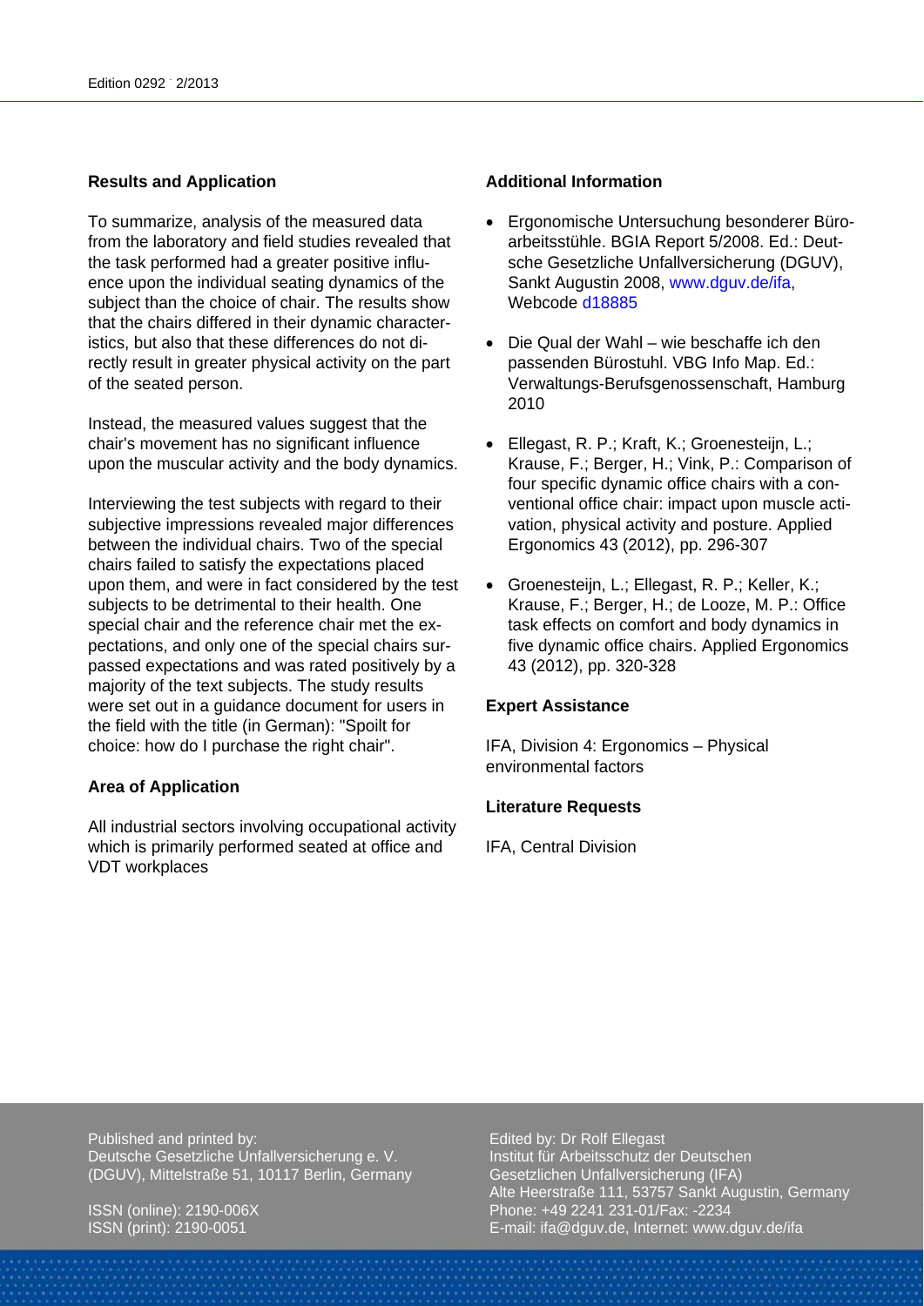## Results and Application

To summarize, analysis of the measured data from the laboratory and field studies revealed that the task performed had a greater positive influence upon the individual seating dynamics of the subject than the choice of chair. The results show that the chairs differed in their dynamic characteristics, but also that these differences do not directly result in greater physical activity on the part of the seated person.

Instead, the measured values suggest that the chair's movement has no significant influence upon the muscular activity and the body dynamics.

Interviewing the test subjects with regard to their subjective impressions revealed major differences between the individual chairs. Two of the special chairs failed to satisfy the expectations placed upon them, and were in fact considered by the test subjects to be detrimental to their health. One special chair and the reference chair met the expectations, and only one of the special chairs surpassed expectations and was rated positively by a majority of the text subjects. The study results were set out in a guidance document for users in the field with the title (in German): "Spoilt for choice: how do I purchase the right chair".

## Area of Application

All industrial sectors involving occupational activity which is primarily performed seated at office and VDT workplaces

## Additional Information

- Ergonomische Untersuchung besonderer Büroarbeitsstühle. BGIA Report 5/2008. Ed.: Deutsche Gesetzliche Unfallversicherung (DGUV), Sankt Augustin 2008, www.dguv.de/ifa, Webcode d18885
- Die Qual der Wahl – wie beschaffe ich den passenden Bürostuhl. VBG Info Map. Ed.: Verwaltungs-Berufsgenossenschaft, Hamburg 2010
- Ellegast, R. P.; Kraft, K.; Groenesteijn, L.; Krause, F.; Berger, H.; Vink, P.: Comparison of four specific dynamic office chairs with a conventional office chair: impact upon muscle activation, physical activity and posture. Applied Ergonomics 43 (2012), pp. 296-307
- Groenesteijn, L.; Ellegast, R. P.; Keller, K.; Krause, F.; Berger, H.; de Looze, M. P.: Office task effects on comfort and body dynamics in five dynamic office chairs. Applied Ergonomics 43 (2012), pp. 320-328

## Expert Assistance

IFA, Division 4: Ergonomics – Physical environmental factors

## Literature Requests

IFA, Central Division

Published and printed by:
Deutsche Gesetzliche Unfallversicherung e. V. (DGUV), Mittelstraße 51, 10117 Berlin, Germany

ISSN (online): 2190-006X
ISSN (print): 2190-0051

Edited by: Dr Rolf Ellegast
Institut für Arbeitsschutz der Deutschen Gesetzlichen Unfallversicherung (IFA)
Alte Heerstraße 111, 53757 Sankt Augustin, Germany
Phone: +49 2241 231-01/Fax: -2234
E-mail: ifa@dguv.de, Internet: www.dguv.de/ifa